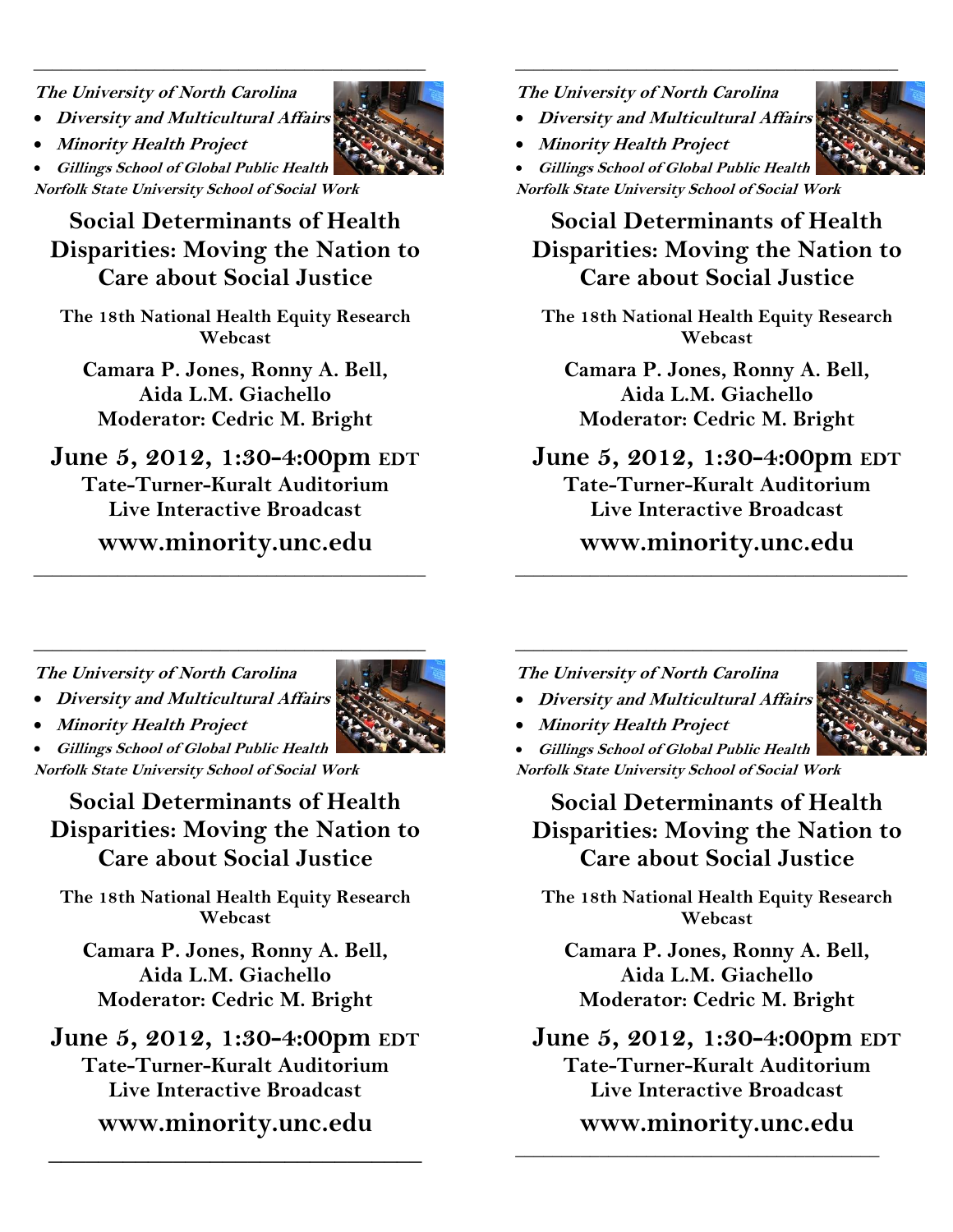---

***The University of North Carolina***

- ***Diversity and Multicultural Affairs***
- ***Minority Health Project***
- ***Gillings School of Global Public Health***

***Norfolk State University School of Social Work***

## Social Determinants of Health Disparities: Moving the Nation to Care about Social Justice

**The 18th National Health Equity Research Webcast**

**Camara P. Jones, Ronny A. Bell, Aida L.M. Giachello**
**Moderator: Cedric M. Bright**

**June 5, 2012, 1:30-4:00pm EDT**
**Tate-Turner-Kuralt Auditorium**
**Live Interactive Broadcast**

**www.minority.unc.edu**

---

***The University of North Carolina***

- ***Diversity and Multicultural Affairs***
- ***Minority Health Project***
- ***Gillings School of Global Public Health***

***Norfolk State University School of Social Work***

## Social Determinants of Health Disparities: Moving the Nation to Care about Social Justice

**The 18th National Health Equity Research Webcast**

**Camara P. Jones, Ronny A. Bell, Aida L.M. Giachello**
**Moderator: Cedric M. Bright**

**June 5, 2012, 1:30-4:00pm EDT**
**Tate-Turner-Kuralt Auditorium**
**Live Interactive Broadcast**

**www.minority.unc.edu**

---

***The University of North Carolina***

- ***Diversity and Multicultural Affairs***
- ***Minority Health Project***
- ***Gillings School of Global Public Health***

***Norfolk State University School of Social Work***

## Social Determinants of Health Disparities: Moving the Nation to Care about Social Justice

**The 18th National Health Equity Research Webcast**

**Camara P. Jones, Ronny A. Bell, Aida L.M. Giachello**
**Moderator: Cedric M. Bright**

**June 5, 2012, 1:30-4:00pm EDT**
**Tate-Turner-Kuralt Auditorium**
**Live Interactive Broadcast**

**www.minority.unc.edu**

---

***The University of North Carolina***

- ***Diversity and Multicultural Affairs***
- ***Minority Health Project***
- ***Gillings School of Global Public Health***

***Norfolk State University School of Social Work***

## Social Determinants of Health Disparities: Moving the Nation to Care about Social Justice

**The 18th National Health Equity Research Webcast**

**Camara P. Jones, Ronny A. Bell, Aida L.M. Giachello**
**Moderator: Cedric M. Bright**

**June 5, 2012, 1:30-4:00pm EDT**
**Tate-Turner-Kuralt Auditorium**
**Live Interactive Broadcast**

**www.minority.unc.edu**

---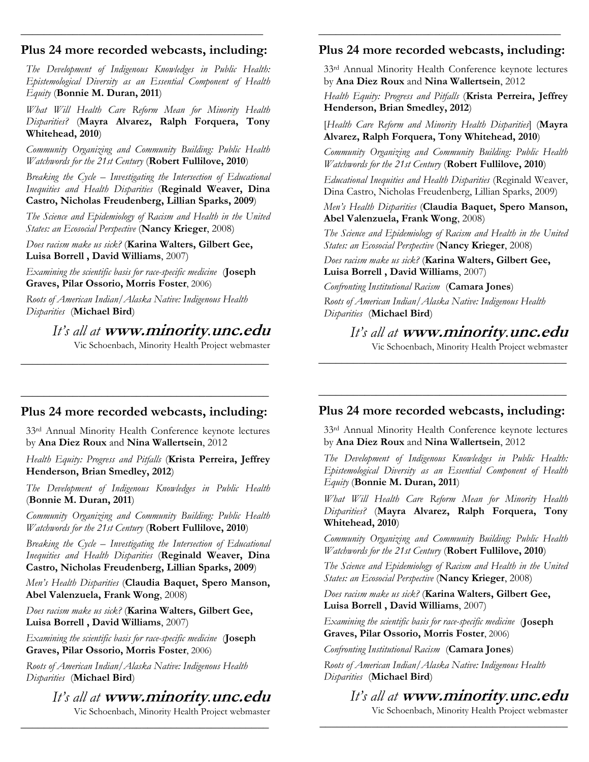## Plus 24 more recorded webcasts, including:

*The Development of Indigenous Knowledges in Public Health: Epistemological Diversity as an Essential Component of Health Equity* (**Bonnie M. Duran, 2011**)

*What Will Health Care Reform Mean for Minority Health Disparities?* (**Mayra Alvarez, Ralph Forquera, Tony Whitehead, 2010**)

*Community Organizing and Community Building: Public Health Watchwords for the 21st Century* (**Robert Fullilove, 2010**)

*Breaking the Cycle – Investigating the Intersection of Educational Inequities and Health Disparities* (**Reginald Weaver, Dina Castro, Nicholas Freudenberg, Lillian Sparks, 2009**)

*The Science and Epidemiology of Racism and Health in the United States: an Ecosocial Perspective* (**Nancy Krieger**, 2008)

*Does racism make us sick?* (**Karina Walters, Gilbert Gee, Luisa Borrell , David Williams**, 2007)

*Examining the scientific basis for race-specific medicine* (**Joseph Graves, Pilar Ossorio, Morris Foster**, 2006)

*Roots of American Indian/Alaska Native: Indigenous Health Disparities* (**Michael Bird**)

*It's all at* ***www.minority.unc.edu***

Vic Schoenbach, Minority Health Project webmaster

---

## Plus 24 more recorded webcasts, including:

33rd Annual Minority Health Conference keynote lectures by **Ana Diez Roux** and **Nina Wallertsein**, 2012

*Health Equity: Progress and Pitfalls* (**Krista Perreira, Jeffrey Henderson, Brian Smedley, 2012**)

[*Health Care Reform and Minority Health Disparities*] (**Mayra Alvarez, Ralph Forquera, Tony Whitehead, 2010**)

*Community Organizing and Community Building: Public Health Watchwords for the 21st Century* (**Robert Fullilove, 2010**)

*Educational Inequities and Health Disparities* (Reginald Weaver, Dina Castro, Nicholas Freudenberg, Lillian Sparks, 2009)

*Men's Health Disparities* (**Claudia Baquet, Spero Manson, Abel Valenzuela, Frank Wong**, 2008)

*The Science and Epidemiology of Racism and Health in the United States: an Ecosocial Perspective* (**Nancy Krieger**, 2008)

*Does racism make us sick?* (**Karina Walters, Gilbert Gee, Luisa Borrell , David Williams**, 2007)

*Confronting Institutional Racism* (**Camara Jones**)

*Roots of American Indian/Alaska Native: Indigenous Health Disparities* (**Michael Bird**)

*It's all at* ***www.minority.unc.edu***

Vic Schoenbach, Minority Health Project webmaster

---

## Plus 24 more recorded webcasts, including:

33rd Annual Minority Health Conference keynote lectures by **Ana Diez Roux** and **Nina Wallertsein**, 2012

*Health Equity: Progress and Pitfalls* (**Krista Perreira, Jeffrey Henderson, Brian Smedley, 2012**)

*The Development of Indigenous Knowledges in Public Health* (**Bonnie M. Duran, 2011**)

*Community Organizing and Community Building: Public Health Watchwords for the 21st Century* (**Robert Fullilove, 2010**)

*Breaking the Cycle – Investigating the Intersection of Educational Inequities and Health Disparities* (**Reginald Weaver, Dina Castro, Nicholas Freudenberg, Lillian Sparks, 2009**)

*Men's Health Disparities* (**Claudia Baquet, Spero Manson, Abel Valenzuela, Frank Wong**, 2008)

*Does racism make us sick?* (**Karina Walters, Gilbert Gee, Luisa Borrell , David Williams**, 2007)

*Examining the scientific basis for race-specific medicine* (**Joseph Graves, Pilar Ossorio, Morris Foster**, 2006)

*Roots of American Indian/Alaska Native: Indigenous Health Disparities* (**Michael Bird**)

*It's all at* ***www.minority.unc.edu***

Vic Schoenbach, Minority Health Project webmaster

---

## Plus 24 more recorded webcasts, including:

33rd Annual Minority Health Conference keynote lectures by **Ana Diez Roux** and **Nina Wallertsein**, 2012

*The Development of Indigenous Knowledges in Public Health: Epistemological Diversity as an Essential Component of Health Equity* (**Bonnie M. Duran, 2011**)

*What Will Health Care Reform Mean for Minority Health Disparities?* (**Mayra Alvarez, Ralph Forquera, Tony Whitehead, 2010**)

*Community Organizing and Community Building: Public Health Watchwords for the 21st Century* (**Robert Fullilove, 2010**)

*The Science and Epidemiology of Racism and Health in the United States: an Ecosocial Perspective* (**Nancy Krieger**, 2008)

*Does racism make us sick?* (**Karina Walters, Gilbert Gee, Luisa Borrell , David Williams**, 2007)

*Examining the scientific basis for race-specific medicine* (**Joseph Graves, Pilar Ossorio, Morris Foster**, 2006)

*Confronting Institutional Racism* (**Camara Jones**)

*Roots of American Indian/Alaska Native: Indigenous Health Disparities* (**Michael Bird**)

*It's all at* ***www.minority.unc.edu***

Vic Schoenbach, Minority Health Project webmaster